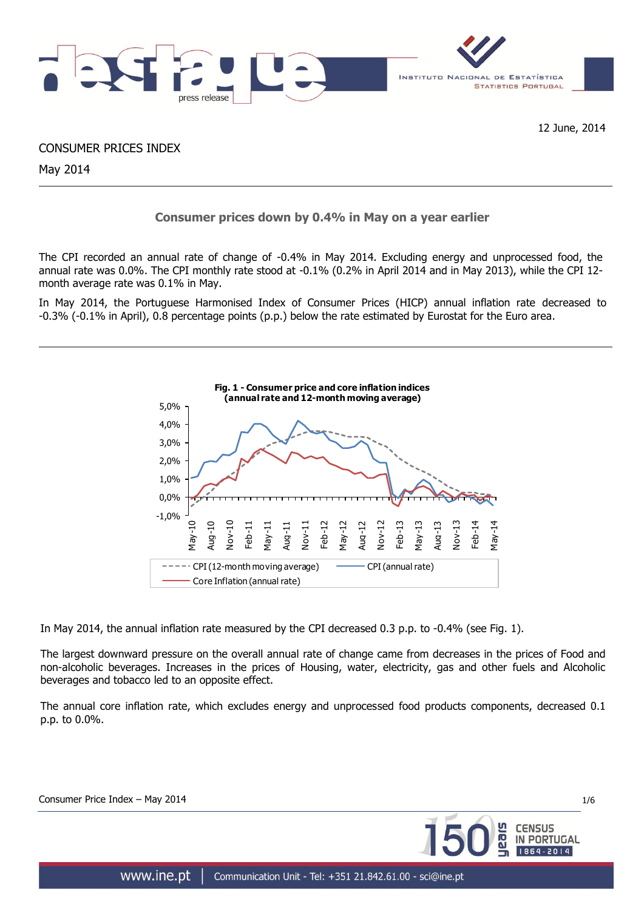12 June, 2014

CONSUMER PRICES INDEX

May 2014

## Consumer prices down by 0.4% in May on a year earlier

The CPI recorded an annual rate of change of -0.4% in May 2014. Excluding energy and unprocessed food, the annual rate was 0.0%. The CPI monthly rate stood at -0.1% (0.2% in April 2014 and in May 2013), while the CPI 12-month average rate was 0.1% in May.

In May 2014, the Portuguese Harmonised Index of Consumer Prices (HICP) annual inflation rate decreased to -0.3% (-0.1% in April), 0.8 percentage points (p.p.) below the rate estimated by Eurostat for the Euro area.

**Fig. 1 - Consumer price and core inflation indices (annual rate and 12-month moving average)**

In May 2014, the annual inflation rate measured by the CPI decreased 0.3 p.p. to -0.4% (see Fig. 1).

The largest downward pressure on the overall annual rate of change came from decreases in the prices of Food and non-alcoholic beverages. Increases in the prices of Housing, water, electricity, gas and other fuels and Alcoholic beverages and tobacco led to an opposite effect.

The annual core inflation rate, which excludes energy and unprocessed food products components, decreased 0.1 p.p. to 0.0%.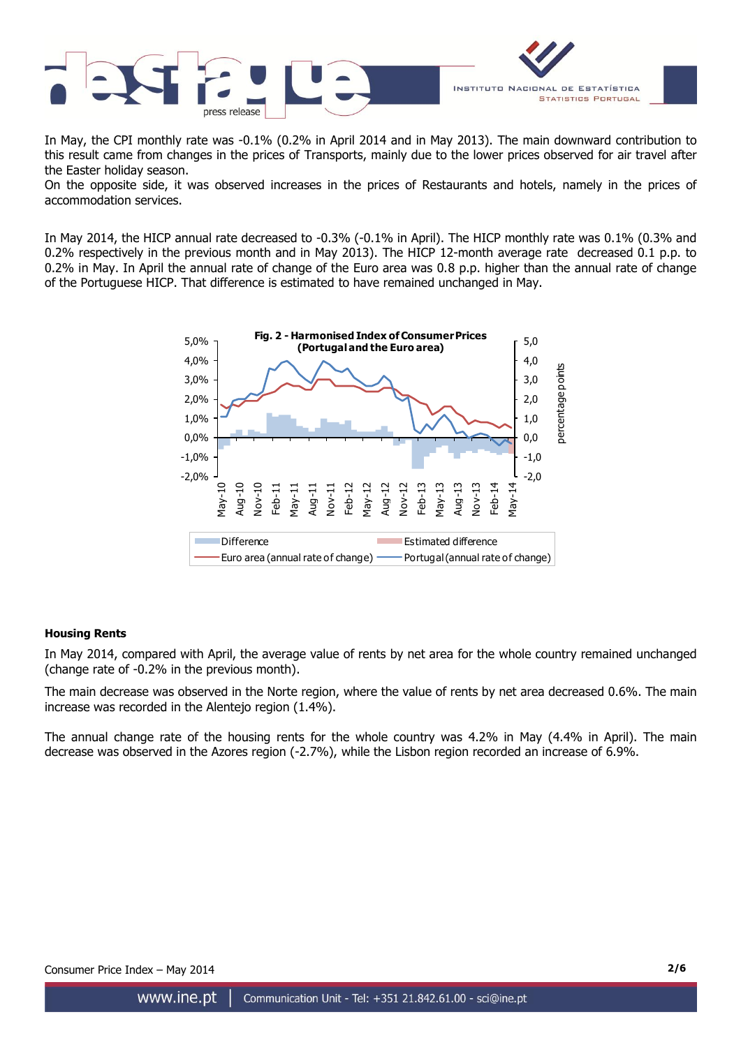In May, the CPI monthly rate was -0.1% (0.2% in April 2014 and in May 2013). The main downward contribution to this result came from changes in the prices of Transports, mainly due to the lower prices observed for air travel after the Easter holiday season.
On the opposite side, it was observed increases in the prices of Restaurants and hotels, namely in the prices of accommodation services.

In May 2014, the HICP annual rate decreased to -0.3% (-0.1% in April). The HICP monthly rate was 0.1% (0.3% and 0.2% respectively in the previous month and in May 2013). The HICP 12-month average rate decreased 0.1 p.p. to 0.2% in May. In April the annual rate of change of the Euro area was 0.8 p.p. higher than the annual rate of change of the Portuguese HICP. That difference is estimated to have remained unchanged in May.

**Fig. 2 - Harmonised Index of Consumer Prices (Portugal and the Euro area)**

### Housing Rents

In May 2014, compared with April, the average value of rents by net area for the whole country remained unchanged (change rate of -0.2% in the previous month).

The main decrease was observed in the Norte region, where the value of rents by net area decreased 0.6%. The main increase was recorded in the Alentejo region (1.4%).

The annual change rate of the housing rents for the whole country was 4.2% in May (4.4% in April). The main decrease was observed in the Azores region (-2.7%), while the Lisbon region recorded an increase of 6.9%.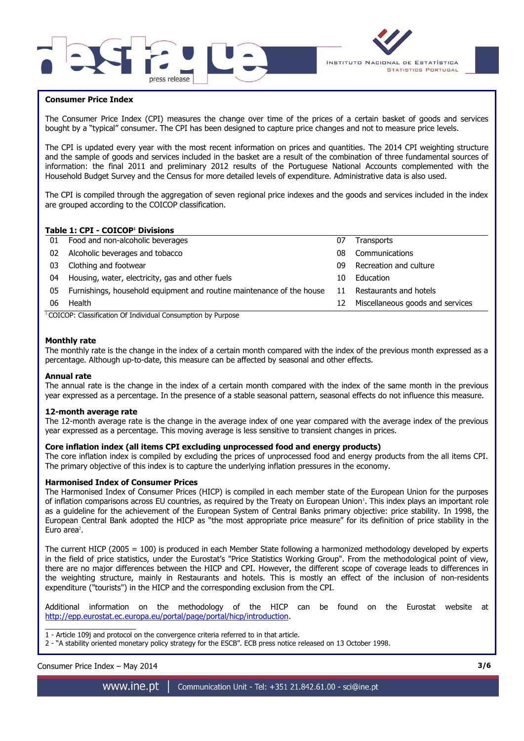## Consumer Price Index

The Consumer Price Index (CPI) measures the change over time of the prices of a certain basket of goods and services bought by a "typical" consumer. The CPI has been designed to capture price changes and not to measure price levels.

The CPI is updated every year with the most recent information on prices and quantities. The 2014 CPI weighting structure and the sample of goods and services included in the basket are a result of the combination of three fundamental sources of information: the final 2011 and preliminary 2012 results of the Portuguese National Accounts complemented with the Household Budget Survey and the Census for more detailed levels of expenditure. Administrative data is also used.

The CPI is compiled through the aggregation of seven regional price indexes and the goods and services included in the index are grouped according to the COICOP classification.

**Table 1: CPI - COICOP[1] Divisions**

| | | | |
|---|---|---|---|
| 01 | Food and non-alcoholic beverages | 07 | Transports |
| 02 | Alcoholic beverages and tobacco | 08 | Communications |
| 03 | Clothing and footwear | 09 | Recreation and culture |
| 04 | Housing, water, electricity, gas and other fuels | 10 | Education |
| 05 | Furnishings, household equipment and routine maintenance of the house | 11 | Restaurants and hotels |
| 06 | Health | 12 | Miscellaneous goods and services |

[1] COICOP: Classification Of Individual Consumption by Purpose

### Monthly rate

The monthly rate is the change in the index of a certain month compared with the index of the previous month expressed as a percentage. Although up-to-date, this measure can be affected by seasonal and other effects.

### Annual rate

The annual rate is the change in the index of a certain month compared with the index of the same month in the previous year expressed as a percentage. In the presence of a stable seasonal pattern, seasonal effects do not influence this measure.

### 12-month average rate

The 12-month average rate is the change in the average index of one year compared with the average index of the previous year expressed as a percentage. This moving average is less sensitive to transient changes in prices.

### Core inflation index (all items CPI excluding unprocessed food and energy products)

The core inflation index is compiled by excluding the prices of unprocessed food and energy products from the all items CPI. The primary objective of this index is to capture the underlying inflation pressures in the economy.

### Harmonised Index of Consumer Prices

The Harmonised Index of Consumer Prices (HICP) is compiled in each member state of the European Union for the purposes of inflation comparisons across EU countries, as required by the Treaty on European Union[1]. This index plays an important role as a guideline for the achievement of the European System of Central Banks primary objective: price stability. In 1998, the European Central Bank adopted the HICP as "the most appropriate price measure" for its definition of price stability in the Euro area[2].

The current HICP (2005 = 100) is produced in each Member State following a harmonized methodology developed by experts in the field of price statistics, under the Eurostat's "Price Statistics Working Group". From the methodological point of view, there are no major differences between the HICP and CPI. However, the different scope of coverage leads to differences in the weighting structure, mainly in Restaurants and hotels. This is mostly an effect of the inclusion of non-residents expenditure ("tourists") in the HICP and the corresponding exclusion from the CPI.

Additional information on the methodology of the HICP can be found on the Eurostat website at http://epp.eurostat.ec.europa.eu/portal/page/portal/hicp/introduction.

1 - Article 109j and protocol on the convergence criteria referred to in that article.

2 - "A stability oriented monetary policy strategy for the ESCB". ECB press notice released on 13 October 1998.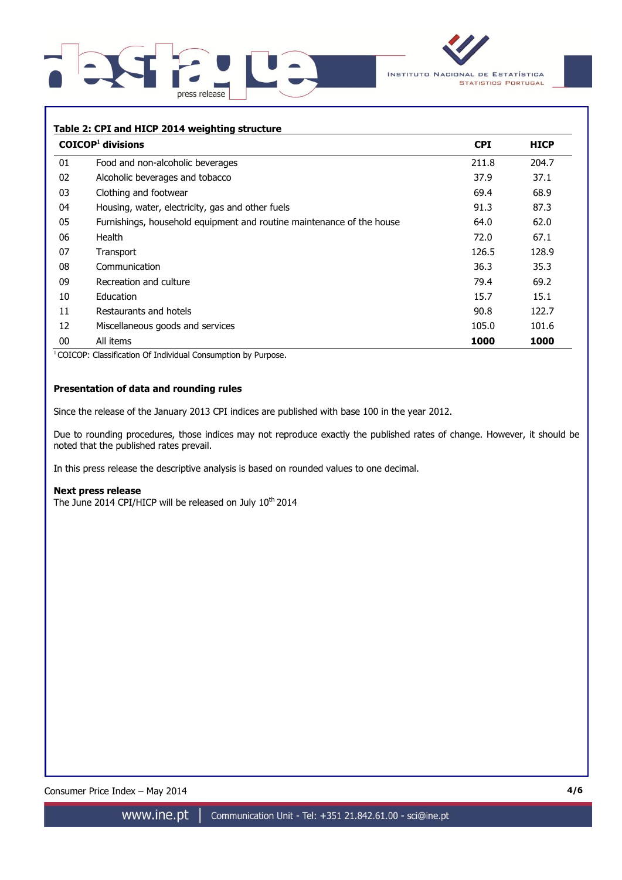**Table 2: CPI and HICP 2014 weighting structure**

| COICOP[1] divisions | | CPI | HICP |
|---|---|---|---|
| 01 | Food and non-alcoholic beverages | 211.8 | 204.7 |
| 02 | Alcoholic beverages and tobacco | 37.9 | 37.1 |
| 03 | Clothing and footwear | 69.4 | 68.9 |
| 04 | Housing, water, electricity, gas and other fuels | 91.3 | 87.3 |
| 05 | Furnishings, household equipment and routine maintenance of the house | 64.0 | 62.0 |
| 06 | Health | 72.0 | 67.1 |
| 07 | Transport | 126.5 | 128.9 |
| 08 | Communication | 36.3 | 35.3 |
| 09 | Recreation and culture | 79.4 | 69.2 |
| 10 | Education | 15.7 | 15.1 |
| 11 | Restaurants and hotels | 90.8 | 122.7 |
| 12 | Miscellaneous goods and services | 105.0 | 101.6 |
| 00 | All items | **1000** | **1000** |

[1] COICOP: Classification Of Individual Consumption by Purpose.

**Presentation of data and rounding rules**

Since the release of the January 2013 CPI indices are published with base 100 in the year 2012.

Due to rounding procedures, those indices may not reproduce exactly the published rates of change. However, it should be noted that the published rates prevail.

In this press release the descriptive analysis is based on rounded values to one decimal.

**Next press release**

The June 2014 CPI/HICP will be released on July 10th 2014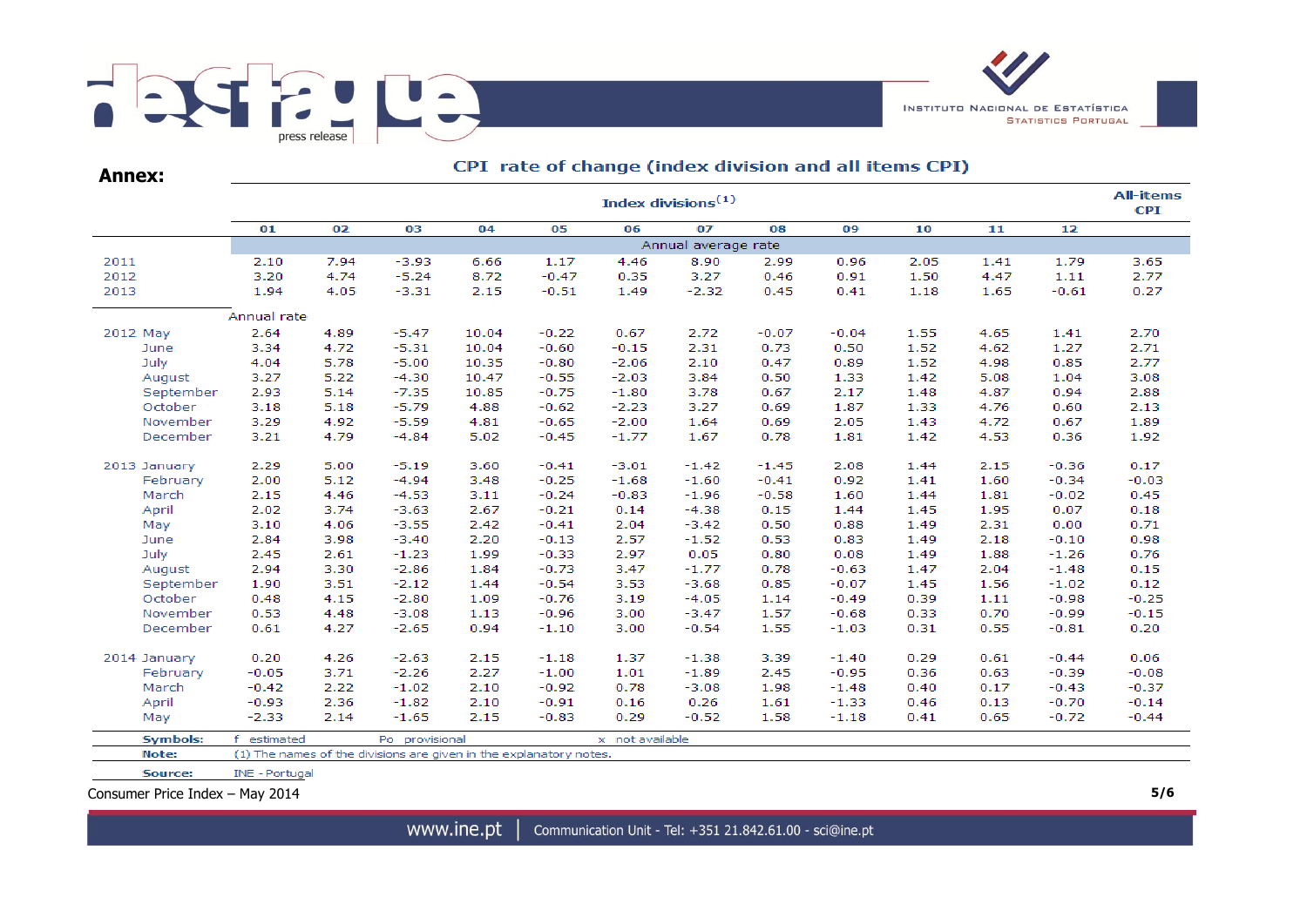## Annex:

### CPI rate of change (index division and all items CPI)

| | Index divisions[1] | | | | | | | | | | | | All-items CPI |
|---|---|---|---|---|---|---|---|---|---|---|---|---|---|
| | 01 | 02 | 03 | 04 | 05 | 06 | 07 | 08 | 09 | 10 | 11 | 12 | |
| | Annual average rate | | | | | | | | | | | | |
| 2011 | 2.10 | 7.94 | -3.93 | 6.66 | 1.17 | 4.46 | 8.90 | 2.99 | 0.96 | 2.05 | 1.41 | 1.79 | 3.65 |
| 2012 | 3.20 | 4.74 | -5.24 | 8.72 | -0.47 | 0.35 | 3.27 | 0.46 | 0.91 | 1.50 | 4.47 | 1.11 | 2.77 |
| 2013 | 1.94 | 4.05 | -3.31 | 2.15 | -0.51 | 1.49 | -2.32 | 0.45 | 0.41 | 1.18 | 1.65 | -0.61 | 0.27 |
| | Annual rate | | | | | | | | | | | | |
| 2012 May | 2.64 | 4.89 | -5.47 | 10.04 | -0.22 | 0.67 | 2.72 | -0.07 | -0.04 | 1.55 | 4.65 | 1.41 | 2.70 |
| June | 3.34 | 4.72 | -5.31 | 10.04 | -0.60 | -0.15 | 2.31 | 0.73 | 0.50 | 1.52 | 4.62 | 1.27 | 2.71 |
| July | 4.04 | 5.78 | -5.00 | 10.35 | -0.80 | -2.06 | 2.10 | 0.47 | 0.89 | 1.52 | 4.98 | 0.85 | 2.77 |
| August | 3.27 | 5.22 | -4.30 | 10.47 | -0.55 | -2.03 | 3.84 | 0.50 | 1.33 | 1.42 | 5.08 | 1.04 | 3.08 |
| September | 2.93 | 5.14 | -7.35 | 10.85 | -0.75 | -1.80 | 3.78 | 0.67 | 2.17 | 1.48 | 4.87 | 0.94 | 2.88 |
| October | 3.18 | 5.18 | -5.79 | 4.88 | -0.62 | -2.23 | 3.27 | 0.69 | 1.87 | 1.33 | 4.76 | 0.60 | 2.13 |
| November | 3.29 | 4.92 | -5.59 | 4.81 | -0.65 | -2.00 | 1.64 | 0.69 | 2.05 | 1.43 | 4.72 | 0.67 | 1.89 |
| December | 3.21 | 4.79 | -4.84 | 5.02 | -0.45 | -1.77 | 1.67 | 0.78 | 1.81 | 1.42 | 4.53 | 0.36 | 1.92 |
| 2013 January | 2.29 | 5.00 | -5.19 | 3.60 | -0.41 | -3.01 | -1.42 | -1.45 | 2.08 | 1.44 | 2.15 | -0.36 | 0.17 |
| February | 2.00 | 5.12 | -4.94 | 3.48 | -0.25 | -1.68 | -1.60 | -0.41 | 0.92 | 1.41 | 1.60 | -0.34 | -0.03 |
| March | 2.15 | 4.46 | -4.53 | 3.11 | -0.24 | -0.83 | -1.96 | -0.58 | 1.60 | 1.44 | 1.81 | -0.02 | 0.45 |
| April | 2.02 | 3.74 | -3.63 | 2.67 | -0.21 | 0.14 | -4.38 | 0.15 | 1.44 | 1.45 | 1.95 | 0.07 | 0.18 |
| May | 3.10 | 4.06 | -3.55 | 2.42 | -0.41 | 2.04 | -3.42 | 0.50 | 0.88 | 1.49 | 2.31 | 0.00 | 0.71 |
| June | 2.84 | 3.98 | -3.40 | 2.20 | -0.13 | 2.57 | -1.52 | 0.53 | 0.83 | 1.49 | 2.18 | -0.10 | 0.98 |
| July | 2.45 | 2.61 | -1.23 | 1.99 | -0.33 | 2.97 | 0.05 | 0.80 | 0.08 | 1.49 | 1.88 | -1.26 | 0.76 |
| August | 2.94 | 3.30 | -2.86 | 1.84 | -0.73 | 3.47 | -1.77 | 0.78 | -0.63 | 1.47 | 2.04 | -1.48 | 0.15 |
| September | 1.90 | 3.51 | -2.12 | 1.44 | -0.54 | 3.53 | -3.68 | 0.85 | -0.07 | 1.45 | 1.56 | -1.02 | 0.12 |
| October | 0.48 | 4.15 | -2.80 | 1.09 | -0.76 | 3.19 | -4.05 | 1.14 | -0.49 | 0.39 | 1.11 | -0.98 | -0.25 |
| November | 0.53 | 4.48 | -3.08 | 1.13 | -0.96 | 3.00 | -3.47 | 1.57 | -0.68 | 0.33 | 0.70 | -0.99 | -0.15 |
| December | 0.61 | 4.27 | -2.65 | 0.94 | -1.10 | 3.00 | -0.54 | 1.55 | -1.03 | 0.31 | 0.55 | -0.81 | 0.20 |
| 2014 January | 0.20 | 4.26 | -2.63 | 2.15 | -1.18 | 1.37 | -1.38 | 3.39 | -1.40 | 0.29 | 0.61 | -0.44 | 0.06 |
| February | -0.05 | 3.71 | -2.26 | 2.27 | -1.00 | 1.01 | -1.89 | 2.45 | -0.95 | 0.36 | 0.63 | -0.39 | -0.08 |
| March | -0.42 | 2.22 | -1.02 | 2.10 | -0.92 | 0.78 | -3.08 | 1.98 | -1.48 | 0.40 | 0.17 | -0.43 | -0.37 |
| April | -0.93 | 2.36 | -1.82 | 2.10 | -0.91 | 0.16 | 0.26 | 1.61 | -1.33 | 0.46 | 0.13 | -0.70 | -0.14 |
| May | -2.33 | 2.14 | -1.65 | 2.15 | -0.83 | 0.29 | -0.52 | 1.58 | -1.18 | 0.41 | 0.65 | -0.72 | -0.44 |

**Symbols:** f estimated Po provisional x not available

**Note:** (1) The names of the divisions are given in the explanatory notes.

**Source:** INE - Portugal

Consumer Price Index – May 2014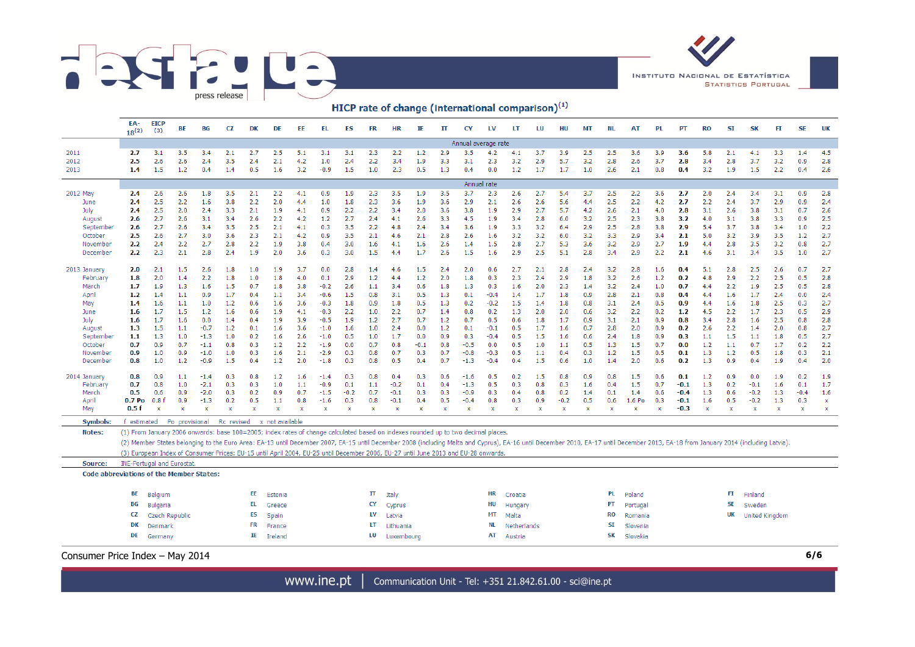# HICP rate of change (international comparison)[1]

| | EA-18[2] | EICP (3) | BE | BG | CZ | DK | DE | EE | EL | ES | FR | HR | IE | IT | CY | LV | LT | LU | HU | MT | NL | AT | PL | PT | RO | SI | SK | FI | SE | UK |
|---|---|---|---|---|---|---|---|---|---|---|---|---|---|---|---|---|---|---|---|---|---|---|---|---|---|---|---|---|---|---|
| **Annual average rate** | | | | | | | | | | | | | | | | | | | | | | | | | | | | | | |
| 2011 | **2.7** | 3.1 | 3.5 | 3.4 | 2.1 | 2.7 | 2.5 | 5.1 | 3.1 | 3.1 | 2.3 | 2.2 | 1.2 | 2.9 | 3.5 | 4.2 | 4.1 | 3.7 | 3.9 | 2.5 | 2.5 | 3.6 | 3.9 | **3.6** | 5.8 | 2.1 | 4.1 | 3.3 | 1.4 | 4.5 |
| 2012 | **2.5** | 2.6 | 2.6 | 2.4 | 3.5 | 2.4 | 2.1 | 4.2 | 1.0 | 2.4 | 2.2 | 3.4 | 1.9 | 3.3 | 3.1 | 2.3 | 3.2 | 2.9 | 5.7 | 3.2 | 2.8 | 2.6 | 3.7 | **2.8** | 3.4 | 2.8 | 3.7 | 3.2 | 0.9 | 2.8 |
| 2013 | **1.4** | 1.5 | 1.2 | 0.4 | 1.4 | 0.5 | 1.6 | 3.2 | -0.9 | 1.5 | 1.0 | 2.3 | 0.5 | 1.3 | 0.4 | 0.0 | 1.2 | 1.7 | 1.7 | 1.0 | 2.6 | 2.1 | 0.8 | **0.4** | 3.2 | 1.9 | 1.5 | 2.2 | 0.4 | 2.6 |
| **Annual rate** | | | | | | | | | | | | | | | | | | | | | | | | | | | | | | |
| 2012 May | **2.4** | 2.6 | 2.6 | 1.8 | 3.5 | 2.1 | 2.2 | 4.1 | 0.9 | 1.9 | 2.3 | 3.5 | 1.9 | 3.5 | 3.7 | 2.3 | 2.6 | 2.7 | 5.4 | 3.7 | 2.5 | 2.2 | 3.6 | **2.7** | 2.0 | 2.4 | 3.4 | 3.1 | 0.9 | 2.8 |
| June | **2.4** | 2.5 | 2.2 | 1.6 | 3.8 | 2.2 | 2.0 | 4.4 | 1.0 | 1.8 | 2.3 | 3.6 | 1.9 | 3.6 | 2.9 | 2.1 | 2.6 | 2.6 | 5.6 | 4.4 | 2.5 | 2.2 | 4.2 | **2.7** | 2.2 | 2.4 | 3.7 | 2.9 | 0.9 | 2.4 |
| July | **2.4** | 2.5 | 2.0 | 2.4 | 3.3 | 2.1 | 1.9 | 4.1 | 0.9 | 2.2 | 2.2 | 3.4 | 2.0 | 3.6 | 3.8 | 1.9 | 2.9 | 2.7 | 5.7 | 4.2 | 2.6 | 2.1 | 4.0 | **2.8** | 3.1 | 2.6 | 3.8 | 3.1 | 0.7 | 2.6 |
| August | **2.6** | 2.7 | 2.6 | 3.1 | 3.4 | 2.6 | 2.2 | 4.2 | 1.2 | 2.7 | 2.4 | 4.1 | 2.6 | 3.3 | 4.5 | 1.9 | 3.4 | 2.8 | 6.0 | 3.2 | 2.5 | 2.3 | 3.8 | **3.2** | 4.0 | 3.1 | 3.8 | 3.3 | 0.9 | 2.5 |
| September | **2.6** | 2.7 | 2.6 | 3.4 | 3.5 | 2.5 | 2.1 | 4.1 | 0.3 | 3.5 | 2.2 | 4.8 | 2.4 | 3.4 | 3.6 | 1.9 | 3.3 | 3.2 | 6.4 | 2.9 | 2.5 | 2.8 | 3.8 | **2.9** | 5.4 | 3.7 | 3.8 | 3.4 | 1.0 | 2.2 |
| October | **2.5** | 2.6 | 2.7 | 3.0 | 3.6 | 2.3 | 2.1 | 4.2 | 0.9 | 3.5 | 2.1 | 4.6 | 2.1 | 2.8 | 2.6 | 1.6 | 3.2 | 3.2 | 6.0 | 3.2 | 3.3 | 2.9 | 3.4 | **2.1** | 5.0 | 3.2 | 3.9 | 3.5 | 1.2 | 2.7 |
| November | **2.2** | 2.4 | 2.2 | 2.7 | 2.8 | 2.2 | 1.9 | 3.8 | 0.4 | 3.0 | 1.6 | 4.1 | 1.6 | 2.6 | 1.4 | 1.5 | 2.8 | 2.7 | 5.3 | 3.6 | 3.2 | 2.9 | 2.7 | **1.9** | 4.4 | 2.8 | 3.5 | 3.2 | 0.8 | 2.7 |
| December | **2.2** | 2.3 | 2.1 | 2.8 | 2.4 | 1.9 | 2.0 | 3.6 | 0.3 | 3.0 | 1.5 | 4.4 | 1.7 | 2.6 | 1.5 | 1.6 | 2.9 | 2.5 | 5.1 | 2.8 | 3.4 | 2.9 | 2.2 | **2.1** | 4.6 | 3.1 | 3.4 | 3.5 | 1.0 | 2.7 |
| 2013 January | **2.0** | 2.1 | 1.5 | 2.6 | 1.8 | 1.0 | 1.9 | 3.7 | 0.0 | 2.8 | 1.4 | 4.6 | 1.5 | 2.4 | 2.0 | 0.6 | 2.7 | 2.1 | 2.8 | 2.4 | 3.2 | 2.8 | 1.6 | **0.4** | 5.1 | 2.8 | 2.5 | 2.6 | 0.7 | 2.7 |
| February | **1.8** | 2.0 | 1.4 | 2.2 | 1.8 | 1.0 | 1.8 | 4.0 | 0.1 | 2.9 | 1.2 | 4.4 | 1.2 | 2.0 | 1.8 | 0.3 | 2.3 | 2.4 | 2.9 | 1.8 | 3.2 | 2.6 | 1.2 | **0.2** | 4.8 | 2.9 | 2.2 | 2.5 | 0.5 | 2.8 |
| March | **1.7** | 1.9 | 1.3 | 1.6 | 1.5 | 0.7 | 1.8 | 3.8 | -0.2 | 2.6 | 1.1 | 3.4 | 0.6 | 1.8 | 1.3 | 0.3 | 1.6 | 2.0 | 2.3 | 1.4 | 3.2 | 2.4 | 1.0 | **0.7** | 4.4 | 2.2 | 1.9 | 2.5 | 0.5 | 2.8 |
| April | **1.2** | 1.4 | 1.1 | 0.9 | 1.7 | 0.4 | 1.1 | 3.4 | -0.6 | 1.5 | 0.8 | 3.1 | 0.5 | 1.3 | 0.1 | -0.4 | 1.4 | 1.7 | 1.8 | 0.9 | 2.8 | 2.1 | 0.8 | **0.4** | 4.4 | 1.6 | 1.7 | 2.4 | 0.0 | 2.4 |
| May | **1.4** | 1.6 | 1.1 | 1.0 | 1.2 | 0.6 | 1.6 | 3.6 | -0.3 | 1.8 | 0.9 | 1.8 | 0.5 | 1.3 | 0.2 | -0.2 | 1.5 | 1.4 | 1.8 | 0.8 | 3.1 | 2.4 | 0.5 | **0.9** | 4.4 | 1.6 | 1.8 | 2.5 | 0.3 | 2.7 |
| June | **1.6** | 1.7 | 1.5 | 1.2 | 1.6 | 0.6 | 1.9 | 4.1 | -0.3 | 2.2 | 1.0 | 2.2 | 0.7 | 1.4 | 0.8 | 0.2 | 1.3 | 2.0 | 2.0 | 0.6 | 3.2 | 2.2 | 0.2 | **1.2** | 4.5 | 2.2 | 1.7 | 2.3 | 0.5 | 2.9 |
| July | **1.6** | 1.7 | 1.6 | 0.0 | 1.4 | 0.4 | 1.9 | 3.9 | -0.5 | 1.9 | 1.2 | 2.7 | 0.7 | 1.2 | 0.7 | 0.5 | 0.6 | 1.8 | 1.7 | 0.9 | 3.1 | 2.1 | 0.9 | **0.8** | 3.4 | 2.8 | 1.6 | 2.5 | 0.8 | 2.8 |
| August | **1.3** | 1.5 | 1.1 | -0.7 | 1.2 | 0.1 | 1.6 | 3.6 | -1.0 | 1.6 | 1.0 | 2.4 | 0.0 | 1.2 | 0.1 | -0.1 | 0.5 | 1.7 | 1.6 | 0.7 | 2.8 | 2.0 | 0.9 | **0.2** | 2.6 | 2.2 | 1.4 | 2.0 | 0.8 | 2.7 |
| September | **1.1** | 1.3 | 1.0 | -1.3 | 1.0 | 0.2 | 1.6 | 2.6 | -1.0 | 0.5 | 1.0 | 1.7 | 0.0 | 0.9 | 0.3 | -0.4 | 0.5 | 1.5 | 1.6 | 0.6 | 2.4 | 1.8 | 0.9 | **0.3** | 1.1 | 1.5 | 1.1 | 1.8 | 0.5 | 2.7 |
| October | **0.7** | 0.9 | 0.7 | -1.1 | 0.8 | 0.3 | 1.2 | 2.2 | -1.9 | 0.0 | 0.7 | 0.8 | -0.1 | 0.8 | -0.5 | 0.0 | 0.5 | 1.0 | 1.1 | 0.5 | 1.3 | 1.5 | 0.7 | **0.0** | 1.2 | 1.1 | 0.7 | 1.7 | 0.2 | 2.2 |
| November | **0.9** | 1.0 | 0.9 | -1.0 | 1.0 | 0.3 | 1.6 | 2.1 | -2.9 | 0.3 | 0.8 | 0.7 | 0.3 | 0.7 | -0.8 | -0.3 | 0.5 | 1.1 | 0.4 | 0.3 | 1.2 | 1.5 | 0.5 | **0.1** | 1.3 | 1.2 | 0.5 | 1.8 | 0.3 | 2.1 |
| December | **0.8** | 1.0 | 1.2 | -0.9 | 1.5 | 0.4 | 1.2 | 2.0 | -1.8 | 0.3 | 0.8 | 0.5 | 0.4 | 0.7 | -1.3 | -0.4 | 0.4 | 1.5 | 0.6 | 1.0 | 1.4 | 2.0 | 0.6 | **0.2** | 1.3 | 0.9 | 0.4 | 1.9 | 0.4 | 2.0 |
| 2014 January | **0.8** | 0.9 | 1.1 | -1.4 | 0.3 | 0.8 | 1.2 | 1.6 | -1.4 | 0.3 | 0.8 | 0.4 | 0.3 | 0.6 | -1.6 | 0.5 | 0.2 | 1.5 | 0.8 | 0.9 | 0.8 | 1.5 | 0.6 | **0.1** | 1.2 | 0.9 | 0.0 | 1.9 | 0.2 | 1.9 |
| February | **0.7** | 0.8 | 1.0 | -2.1 | 0.3 | 0.3 | 1.0 | 1.1 | -0.9 | 0.1 | 1.1 | -0.2 | 0.1 | 0.4 | -1.3 | 0.5 | 0.3 | 0.8 | 0.3 | 1.6 | 0.4 | 1.5 | 0.7 | **-0.1** | 1.3 | 0.2 | -0.1 | 1.6 | 0.1 | 1.7 |
| March | **0.5** | 0.6 | 0.9 | -2.0 | 0.3 | 0.2 | 0.9 | 0.7 | -1.5 | -0.2 | 0.7 | -0.1 | 0.3 | 0.3 | -0.9 | 0.3 | 0.4 | 0.8 | 0.2 | 1.4 | 0.1 | 1.4 | 0.6 | **-0.4** | 1.3 | 0.6 | -0.2 | 1.3 | -0.4 | 1.6 |
| April | **0.7 Po** | 0.8 f | 0.9 | -1.3 | 0.2 | 0.5 | 1.1 | 0.8 | -1.6 | 0.3 | 0.8 | -0.1 | 0.4 | 0.5 | -0.4 | 0.8 | 0.3 | 0.9 | -0.2 | 0.5 | 0.6 | 1.6 Po | 0.3 | **-0.1** | 1.6 | 0.5 | -0.2 | 1.3 | 0.3 | x |
| May | **0.5 f** | x | x | x | x | x | x | x | x | x | x | x | x | x | x | x | x | x | x | x | x | x | x | **-0.3** | x | x | x | x | x | x |

**Symbols:** f estimated Po provisional Rc revised x not available

**Notes:**
(1) From January 2006 onwards: base 100=2005; index rates of change calculated based on indexes rounded up to two decimal places.
(2) Member States belonging to the Euro Area: EA-13 until December 2007, EA-15 until December 2008 (including Malta and Cyprus), EA-16 until December 2010, EA-17 until December 2013, EA-18 from January 2014 (including Latvia).
(3) European Index of Consumer Prices: EU-15 until April 2004, EU-25 until December 2006, EU-27 until June 2013 and EU-28 onwards.

**Source:** INE-Portugal and Eurostat.

**Code abbreviations of the Member States:**

| | | | | | | | | | | | |
|---|---|---|---|---|---|---|---|---|---|---|---|
| BE | Belgium | EE | Estonia | IT | Italy | HR | Croatia | PL | Poland | FI | Finland |
| BG | Bulgaria | EL | Greece | CY | Cyprus | HU | Hungary | PT | Portugal | SE | Sweden |
| CZ | Czech Republic | ES | Spain | LV | Latvia | MT | Malta | RO | Romania | UK | United Kingdom |
| DK | Denmark | FR | France | LT | Lithuania | NL | Netherlands | SI | Slovenia | | |
| DE | Germany | IE | Ireland | LU | Luxembourg | AT | Austria | SK | Slovakia | | |